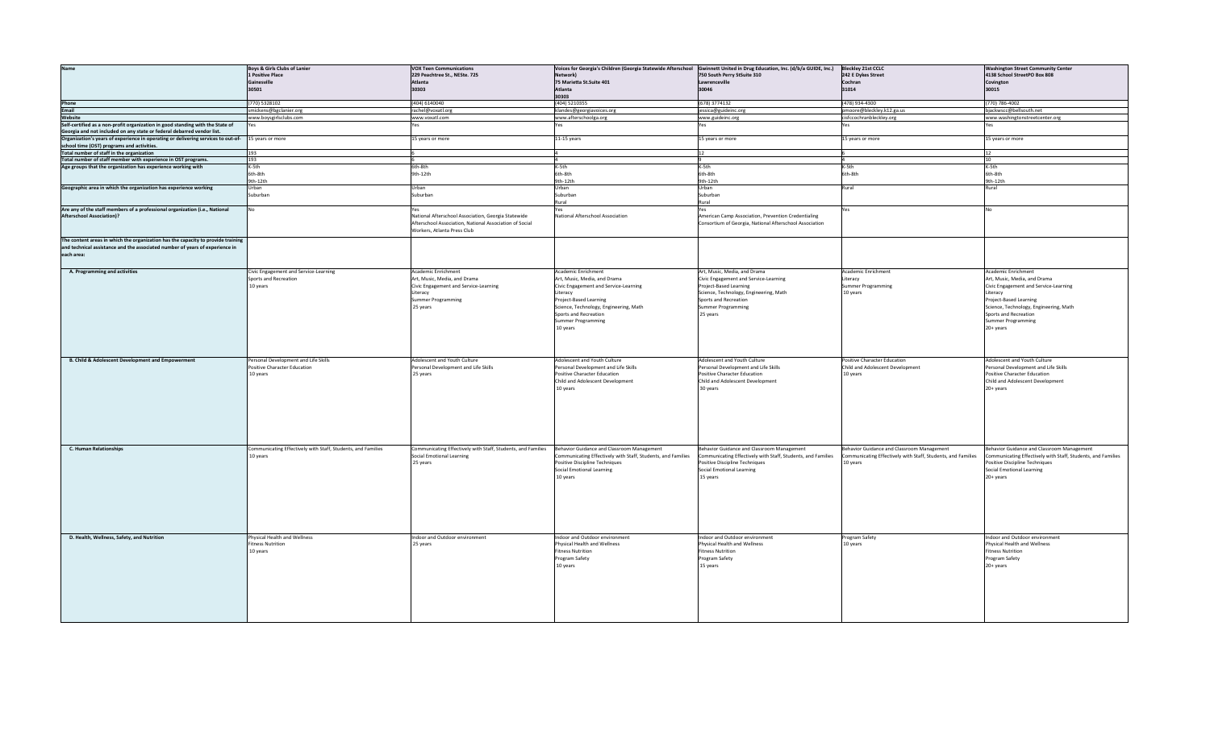| Name | Boys & Girls Clubs of Lanier<br>1 Positive Place<br>Gainesville<br>30501 | VOX Teen Communications<br>229 Peachtree St., NESte. 725<br>Atlanta<br>30303 | Voices for Georgia's Children (Georgia Statewide Afterschool Network)<br>75 Marietta St.Suite 401<br>Atlanta<br>30303 | Gwinnett United in Drug Education, Inc. (d/b/a GUIDE, Inc.)<br>750 South Perry StSuite 310<br>Lawrenceville<br>30046 | Bleckley 21st CCLC<br>242 E Dykes Street<br>Cochran<br>31014 | Washington Street Community Center<br>4138 School StreetPO Box 808<br>Covington<br>30015 |
|---|---|---|---|---|---|---|
| Phone | (770) 5328102 | (404) 6140040 | (404) 5210355 | (678) 3774132 | (478) 934-4300 | (770) 786-4002 |
| Email | smickens@bgclanier.org | rachel@voxatl.org | klandes@georgiavoices.org | jessica@guideinc.org | pmoore@bleckley.k12.ga.us | bjackwscc@bellsouth.net |
| Website | www.boysgirlsclubs.com | www.voxatl.com | www.afterschoolga.org | www.guideinc.org | cisfccochranbleckley.org | www.washingtonstreetcenter.org |
| Self-certified as a non-profit organization in good standing with the State of Georgia and not included on any state or federal debarred vendor list. | Yes | Yes | Yes | Yes | Yes | Yes |
| Organization's years of experience in operating or delivering services to out-of-school time (OST) programs and activities. | 15 years or more | 15 years or more | 11-15 years | 15 years or more | 15 years or more | 15 years or more |
| Total number of staff in the organization | 193 | 6 | 4 | 12 | 6 | 12 |
| Total number of staff member with experience in OST programs. | 193 | 6 | 4 | 9 | 4 | 10 |
| Age groups that the organization has experience working with | K-5th<br>6th-8th<br>9th-12th | 6th-8th<br>9th-12th | K-5th<br>6th-8th<br>9th-12th | K-5th<br>6th-8th<br>9th-12th | K-5th<br>6th-8th | K-5th<br>6th-8th<br>9th-12th |
| Geographic area in which the organization has experience working | Urban<br>Suburban | Urban<br>Suburban | Urban<br>Suburban<br>Rural | Urban<br>Suburban<br>Rural | Rural | Rural |
| Are any of the staff members of a professional organization (i.e., National Afterschool Association)? | No | Yes<br>National Afterschool Association, Georgia Statewide Afterschool Association, National Association of Social Workers, Atlanta Press Club | Yes<br>National Afterschool Association | Yes<br>American Camp Association, Prevention Credentialing Consortium of Georgia, National Afterschool Association | Yes | No |
| The content areas in which the organization has the capacity to provide training and technical assistance and the associated number of years of experience in each area: | | | | | | |
| A. Programming and activities | Civic Engagement and Service-Learning<br>Sports and Recreation<br>10 years | Academic Enrichment<br>Art, Music, Media, and Drama<br>Civic Engagement and Service-Learning<br>Literacy<br>Summer Programming<br>25 years | Academic Enrichment<br>Art, Music, Media, and Drama<br>Civic Engagement and Service-Learning<br>Literacy<br>Project-Based Learning<br>Science, Technology, Engineering, Math<br>Sports and Recreation<br>Summer Programming<br>10 years | Art, Music, Media, and Drama<br>Civic Engagement and Service-Learning<br>Project-Based Learning<br>Science, Technology, Engineering, Math<br>Sports and Recreation<br>Summer Programming<br>25 years | Academic Enrichment<br>Literacy<br>Summer Programming<br>10 years | Academic Enrichment<br>Art, Music, Media, and Drama<br>Civic Engagement and Service-Learning<br>Literacy<br>Project-Based Learning<br>Science, Technology, Engineering, Math<br>Sports and Recreation<br>Summer Programming<br>20+ years |
| B. Child & Adolescent Development and Empowerment | Personal Development and Life Skills<br>Positive Character Education<br>10 years | Adolescent and Youth Culture<br>Personal Development and Life Skills<br>25 years | Adolescent and Youth Culture<br>Personal Development and Life Skills<br>Positive Character Education<br>Child and Adolescent Development<br>10 years | Adolescent and Youth Culture<br>Personal Development and Life Skills<br>Positive Character Education<br>Child and Adolescent Development<br>30 years | Positive Character Education<br>Child and Adolescent Development<br>10 years | Adolescent and Youth Culture<br>Personal Development and Life Skills<br>Positive Character Education<br>Child and Adolescent Development<br>20+ years |
| C. Human Relationships | Communicating Effectively with Staff, Students, and Families<br>10 years | Communicating Effectively with Staff, Students, and Families<br>Social Emotional Learning<br>25 years | Behavior Guidance and Classroom Management<br>Communicating Effectively with Staff, Students, and Families<br>Positive Discipline Techniques<br>Social Emotional Learning<br>10 years | Behavior Guidance and Classroom Management<br>Communicating Effectively with Staff, Students, and Families<br>Positive Discipline Techniques<br>Social Emotional Learning<br>15 years | Behavior Guidance and Classroom Management<br>Communicating Effectively with Staff, Students, and Families<br>10 years | Behavior Guidance and Classroom Management<br>Communicating Effectively with Staff, Students, and Families<br>Positive Discipline Techniques<br>Social Emotional Learning<br>20+ years |
| D. Health, Wellness, Safety, and Nutrition | Physical Health and Wellness<br>Fitness Nutrition<br>10 years | Indoor and Outdoor environment<br>25 years | Indoor and Outdoor environment<br>Physical Health and Wellness<br>Fitness Nutrition<br>Program Safety<br>10 years | Indoor and Outdoor environment<br>Physical Health and Wellness<br>Fitness Nutrition<br>Program Safety<br>15 years | Program Safety<br>10 years | Indoor and Outdoor environment<br>Physical Health and Wellness<br>Fitness Nutrition<br>Program Safety<br>20+ years |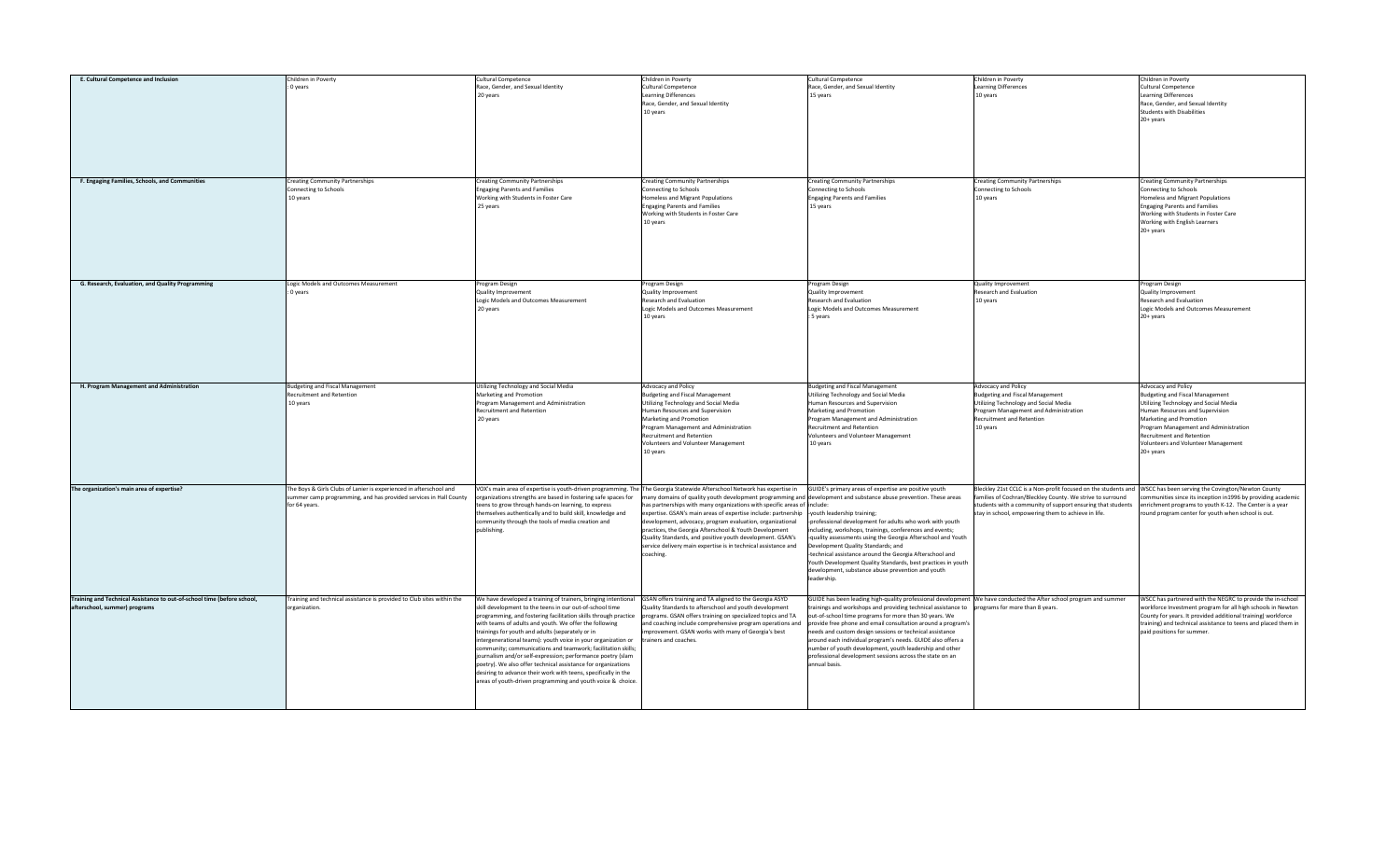| | | | | | | |
|---|---|---|---|---|---|---|
| **E. Cultural Competence and Inclusion** | Children in Poverty<br>: 0 years | Cultural Competence<br>Race, Gender, and Sexual Identity<br>20 years | Children in Poverty<br>Cultural Competence<br>Learning Differences<br>Race, Gender, and Sexual Identity<br>10 years | Cultural Competence<br>Race, Gender, and Sexual Identity<br>15 years | Children in Poverty<br>Learning Differences<br>10 years | Children in Poverty<br>Cultural Competence<br>Learning Differences<br>Race, Gender, and Sexual Identity<br>Students with Disabilities<br>20+ years |
| **F. Engaging Families, Schools, and Communities** | Creating Community Partnerships<br>Connecting to Schools<br>10 years | Creating Community Partnerships<br>Engaging Parents and Families<br>Working with Students in Foster Care<br>25 years | Creating Community Partnerships<br>Connecting to Schools<br>Homeless and Migrant Populations<br>Engaging Parents and Families<br>Working with Students in Foster Care<br>10 years | Creating Community Partnerships<br>Connecting to Schools<br>Engaging Parents and Families<br>15 years | Creating Community Partnerships<br>Connecting to Schools<br>10 years | Creating Community Partnerships<br>Connecting to Schools<br>Homeless and Migrant Populations<br>Engaging Parents and Families<br>Working with Students in Foster Care<br>Working with English Learners<br>20+ years |
| **G. Research, Evaluation, and Quality Programming** | Logic Models and Outcomes Measurement<br>: 0 years | Program Design<br>Quality Improvement<br>Logic Models and Outcomes Measurement<br>20 years | Program Design<br>Quality Improvement<br>Research and Evaluation<br>Logic Models and Outcomes Measurement<br>10 years | Program Design<br>Quality Improvement<br>Research and Evaluation<br>Logic Models and Outcomes Measurement<br>: 5 years | Quality Improvement<br>Research and Evaluation<br>10 years | Program Design<br>Quality Improvement<br>Research and Evaluation<br>Logic Models and Outcomes Measurement<br>20+ years |
| **H. Program Management and Administration** | Budgeting and Fiscal Management<br>Recruitment and Retention<br>10 years | Utilizing Technology and Social Media<br>Marketing and Promotion<br>Program Management and Administration<br>Recruitment and Retention<br>20 years | Advocacy and Policy<br>Budgeting and Fiscal Management<br>Utilizing Technology and Social Media<br>Human Resources and Supervision<br>Marketing and Promotion<br>Program Management and Administration<br>Recruitment and Retention<br>Volunteers and Volunteer Management<br>10 years | Budgeting and Fiscal Management<br>Utilizing Technology and Social Media<br>Human Resources and Supervision<br>Marketing and Promotion<br>Program Management and Administration<br>Recruitment and Retention<br>Volunteers and Volunteer Management<br>10 years | Advocacy and Policy<br>Budgeting and Fiscal Management<br>Utilizing Technology and Social Media<br>Program Management and Administration<br>Recruitment and Retention<br>10 years | Advocacy and Policy<br>Budgeting and Fiscal Management<br>Utilizing Technology and Social Media<br>Human Resources and Supervision<br>Marketing and Promotion<br>Program Management and Administration<br>Recruitment and Retention<br>Volunteers and Volunteer Management<br>20+ years |
| **The organization's main area of expertise?** | The Boys & Girls Clubs of Lanier is experienced in afterschool and summer camp programming, and has provided services in Hall County for 64 years. | VOX's main area of expertise is youth-driven programming. The organizations strengths are based in fostering safe spaces for teens to grow through hands-on learning, to express themselves authentically and to build skill, knowledge and community through the tools of media creation and publishing. | The Georgia Statewide Afterschool Network has expertise in many domains of quality youth development programming and has partnerships with many organizations with specific areas of expertise. GSAN's main areas of expertise include: partnership development, advocacy, program evaluation, organizational practices, the Georgia Afterschool & Youth Development Quality Standards, and positive youth development. GSAN's service delivery main expertise is in technical assistance and coaching. | GUIDE's primary areas of expertise are positive youth development and substance abuse prevention. These areas include:<br>-youth leadership training;<br>-professional development for adults who work with youth including, workshops, trainings, conferences and events;<br>-quality assessments using the Georgia Afterschool and Youth Development Quality Standards; and<br>-technical assistance around the Georgia Afterschool and Youth Development Quality Standards, best practices in youth development, substance abuse prevention and youth leadership. | Bleckley 21st CCLC is a Non-profit focused on the students and families of Cochran/Bleckley County. We strive to surround students with a community of support ensuring that students stay in school, empowering them to achieve in life. | WSCC has been serving the Covington/Newton County communities since its inception in1996 by providing academic enrichment programs to youth K-12. The Center is a year round program center for youth when school is out. |
| **Training and Technical Assistance to out-of-school time (before school, afterschool, summer) programs** | Training and technical assistance is provided to Club sites within the organization. | We have developed a training of trainers, bringing intentional skill development to the teens in our out-of-school time programming, and fostering facilitation skills through practice with teams of adults and youth. We offer the following trainings for youth and adults (separately or in intergenerational teams): youth voice in your organization or community; communications and teamwork; facilitation skills; journalism and/or self-expression; performance poetry (slam poetry). We also offer technical assistance for organizations desiring to advance their work with teens, specifically in the areas of youth-driven programming and youth voice & choice. | GSAN offers training and TA aligned to the Georgia ASYD Quality Standards to afterschool and youth development programs. GSAN offers training on specialized topics and TA and coaching include comprehensive program operations and improvement. GSAN works with many of Georgia's best trainers and coaches. | GUIDE has been leading high-quality professional development trainings and workshops and providing technical assistance to out-of-school time programs for more than 30 years. We provide free phone and email consultation around a program's needs and custom design sessions or technical assistance around each individual program's needs. GUIDE also offers a number of youth development, youth leadership and other professional development sessions across the state on an annual basis. | We have conducted the After school program and summer programs for more than 8 years. | WSCC has partnered with the NEGRC to provide the in-school workforce Investment program for all high schools in Newton County for years. It provided additional training( workforce training) and technical assistance to teens and placed them in paid positions for summer. |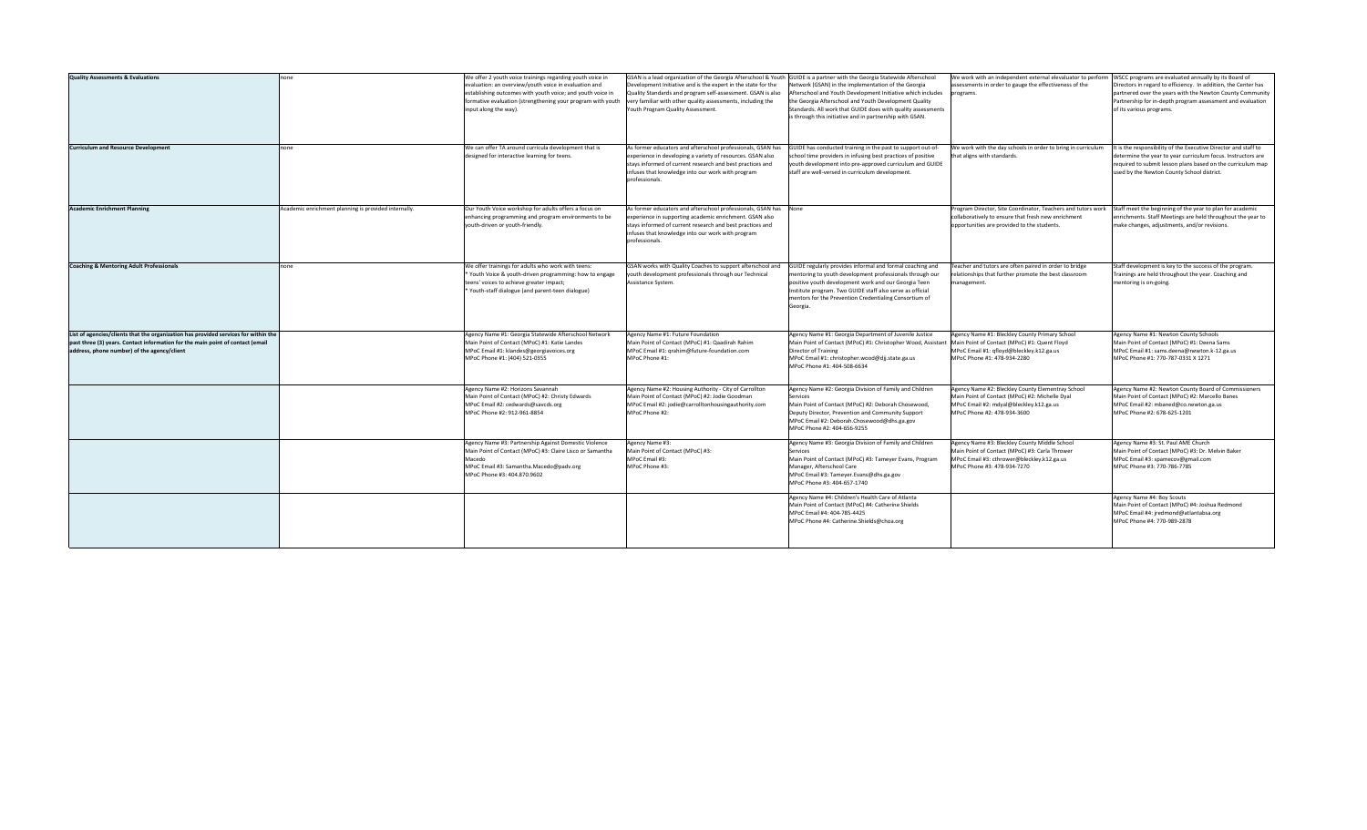| | | | | | | |
|---|---|---|---|---|---|---|
| **Quality Assessments & Evaluations** | none | We offer 2 youth voice trainings regarding youth voice in evaluation: an overview/youth voice in evaluation and establishing outcomes with youth voice; and youth voice in formative evaluation (strengthening your program with youth input along the way). | GSAN is a lead organization of the Georgia Afterschool & Youth Development Initiative and is the expert in the state for the Quality Standards and program self-assessment. GSAN is also very familiar with other quality assessments, including the Youth Program Quality Assessment. | GUIDE is a partner with the Georgia Statewide Afterschool Network (GSAN) in the implementation of the Georgia Afterschool and Youth Development Initiative includes the Georgia Afterschool and Youth Development Quality Standards. All work that GUIDE does with quality assessments is through this initiative and in partnership with GSAN. | We work with an independent external elevaluator to perform assessments in order to gauge the effectiveness of the programs. | WSCC programs are evaluated annually by its Board of Directors in regard to efficiency. In addition, the Center has partnered over the years with the Newton County Community Partnership for in-depth program assessment and evaluation of its various programs. |
| **Curriculum and Resource Development** | none | We can offer TA around curricula development that is designed for interactive learning for teens. | As former educators and afterschool professionals, GSAN has experience in developing a variety of resources. GSAN also stays informed of current research and best practices and infuses that knowledge into our work with program professionals. | GUIDE has conducted training in the past to support out-of-school time providers in infusing best practices of positive youth development into pre-approved curriculum and GUIDE staff are well-versed in curriculum development. | We work with the day schools in order to bring in curriculum that aligns with standards. | It is the responsibility of the Executive Director and staff to determine the year to year curriculum focus. Instructors are required to submit lesson plans based on the curriculum map used by the Newton County School district. |
| **Academic Enrichment Planning** | Academic enrichment planning is provided internally. | Our Youth Voice workshop for adults offers a focus on enhancing programming and program environments to be youth-driven or youth-friendly. | As former educators and afterschool professionals, GSAN has experience in supporting academic enrichment. GSAN also stays informed of current research and best practices and infuses that knowledge into our work with program professionals. | None | Program Director, Site Coordinator, Teachers and tutors work collaboratively to ensure that fresh new enrichment opportunities are provided to the students. | Staff meet the beginning of the year to plan for academic enrichments. Staff Meetings are held throughout the year to make changes, adjustments, and/or revisions. |
| **Coaching & Mentoring Adult Professionals** | none | We offer trainings for adults who work with teens:<br>* Youth Voice & youth-driven programming: how to engage teens' voices to achieve greater impact;<br>* Youth-staff dialogue (and parent-teen dialogue) | GSAN works with Quality Coaches to support afterschool and youth development professionals through our Technical Assistance System. | GUIDE regularly provides informal and formal coaching and mentoring to youth development professionals through our positive youth development work and our Georgia Teen Institute program. Two GUIDE staff also serve as official mentors for the Prevention Credentialing Consortium of Georgia. | Teacher and tutors are often paired in order to bridge relationships that further promote the best classroom management. | Staff development is key to the success of the program. Trainings are held throughout the year. Coaching and mentoring is on-going. |
| **List of agencies/clients that the organization has provided services for within the past three (3) years. Contact information for the main point of contact (email address, phone number) of the agency/client** | | Agency Name #1: Georgia Statewide Afterschool Network<br>Main Point of Contact (MPoC) #1: Katie Landes<br>MPoC Email #1: klandes@georgiavoices.org<br>MPoC Phone #1: (404) 521-0355 | Agency Name #1: Future Foundation<br>Main Point of Contact (MPoC) #1: Qaadirah Rahim<br>MPoC Email #1: qrahim@future-foundation.com<br>MPoC Phone #1: | Agency Name #1: Georgia Department of Juvenile Justice<br>Main Point of Contact (MPoC) #1: Christopher Wood, Assistant Director of Training<br>MPoC Email #1: christopher.wood@djj.state.ga.us<br>MPoC Phone #1: 404-508-6634 | Agency Name #1: Bleckley County Primary School<br>Main Point of Contact (MPoC) #1: Quent Floyd<br>MPoC Email #1: qfloyd@bleckley.k12.ga.us<br>MPoC Phone #1: 478-934-2280 | Agency Name #1: Newton County Schools<br>Main Point of Contact (MPoC) #1: Deena Sams<br>MPoC Email #1: sams.deena@newton.k-12.ga.us<br>MPoC Phone #1: 770-787-0331 X 1271 |
| | | Agency Name #2: Horizons Savannah<br>Main Point of Contact (MPoC) #2: Christy Edwards<br>MPoC Email #2: cedwards@savcds.org<br>MPoC Phone #2: 912-961-8854 | Agency Name #2: Housing Authority - City of Carrollton<br>Main Point of Contact (MPoC) #2: Jodie Goodman<br>MPoC Email #2: jodie@carrolltonhousingauthority.com<br>MPoC Phone #2: | Agency Name #2: Georgia Division of Family and Children Services<br>Main Point of Contact (MPoC) #2: Deborah Chosewood, Deputy Director, Prevention and Community Support<br>MPoC Email #2: Deborah.Chosewood@dhs.ga.gov<br>MPoC Phone #2: 404-656-9255 | Agency Name #2: Bleckley County Elementray School<br>Main Point of Contact (MPoC) #2: Michelle Dyal<br>MPoC Email #2: mdyal@bleckley.k12.ga.us<br>MPoC Phone #2: 478-934-3600 | Agency Name #2: Newton County Board of Commissioners<br>Main Point of Contact (MPoC) #2: Marcello Banes<br>MPoC Email #2: mbanes@co.newton.ga.us<br>MPoC Phone #2: 678-625-1201 |
| | | Agency Name #3: Partnership Against Domestic Violence<br>Main Point of Contact (MPoC) #3: Claire Lisco or Samantha Macedo<br>MPoC Email #3: Samantha.Macedo@padv.org<br>MPoC Phone #3: 404.870.9602 | Agency Name #3:<br>Main Point of Contact (MPoC) #3:<br>MPoC Email #3:<br>MPoC Phone #3: | Agency Name #3: Georgia Division of Family and Children Services<br>Main Point of Contact (MPoC) #3: Tameyer Evans, Program Manager, Afterschool Care<br>MPoC Email #3: Tameyer.Evans@dhs.ga.gov<br>MPoC Phone #3: 404-657-1740 | Agency Name #3: Bleckley County Middle School<br>Main Point of Contact (MPoC) #3: Carla Thrower<br>MPoC Email #3: cthrower@bleckley.k12.ga.us<br>MPoC Phone #3: 478-934-7270 | Agency Name #3: St. Paul AME Church<br>Main Point of Contact (MPoC) #3: Dr. Melvin Baker<br>MPoC Email #3: spamecov@gmail.com<br>MPoC Phone #3: 770-786-7785 |
| | | | | Agency Name #4: Children's Health Care of Atlanta<br>Main Point of Contact (MPoC) #4: Catherine Shields<br>MPoC Email #4: 404-785-4425<br>MPoC Phone #4: Catherine.Shields@choa.org | | Agency Name #4: Boy Scouts<br>Main Point of Contact (MPoC) #4: Joshua Redmond<br>MPoC Email #4: jredmond@atlantabsa.org<br>MPoC Phone #4: 770-989-2878 |